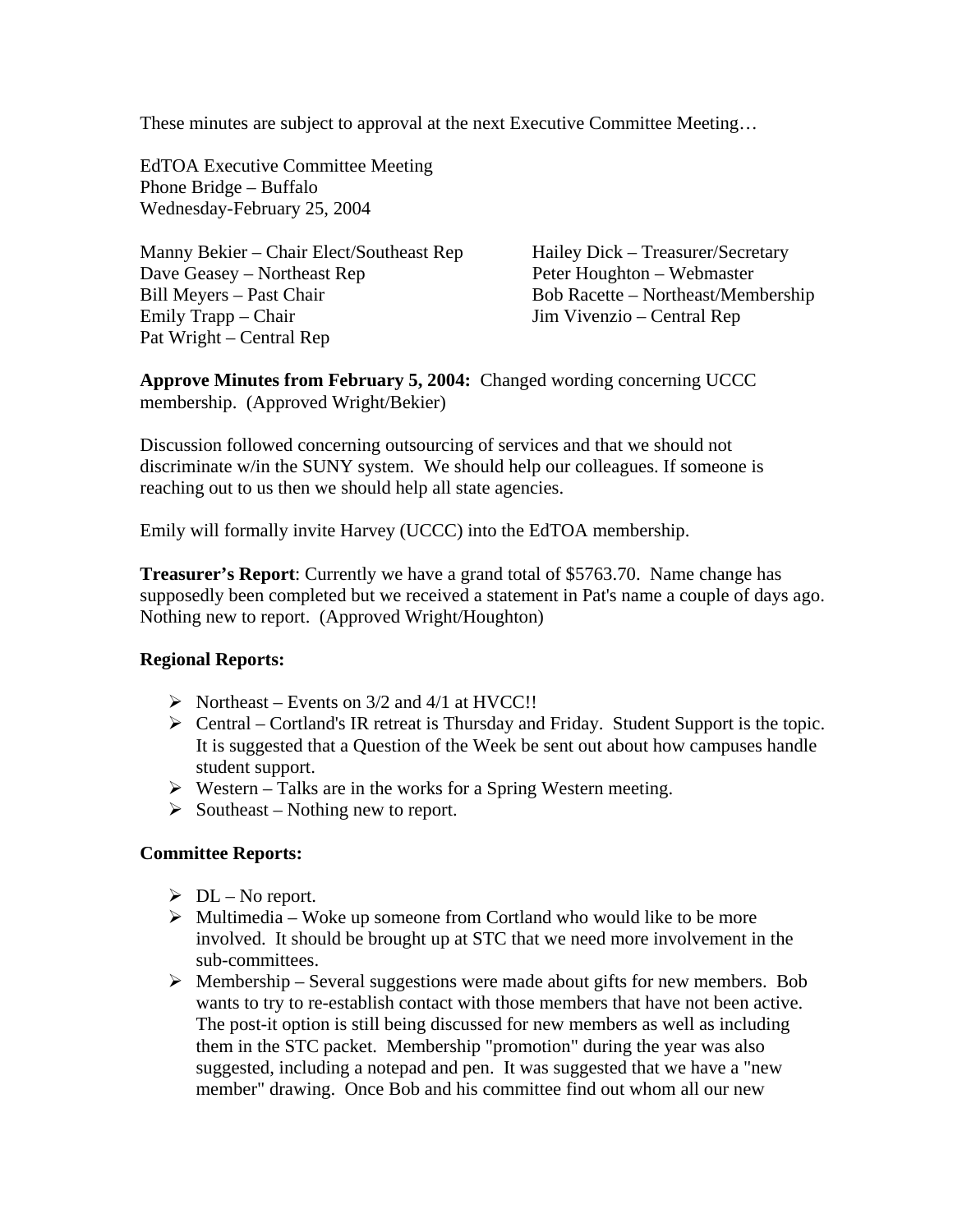These minutes are subject to approval at the next Executive Committee Meeting…

EdTOA Executive Committee Meeting
Phone Bridge – Buffalo
Wednesday-February 25, 2004

Manny Bekier – Chair Elect/Southeast Rep
Dave Geasey – Northeast Rep
Bill Meyers – Past Chair
Emily Trapp – Chair
Pat Wright – Central Rep
Hailey Dick – Treasurer/Secretary
Peter Houghton – Webmaster
Bob Racette – Northeast/Membership
Jim Vivenzio – Central Rep

**Approve Minutes from February 5, 2004:** Changed wording concerning UCCC membership. (Approved Wright/Bekier)

Discussion followed concerning outsourcing of services and that we should not discriminate w/in the SUNY system. We should help our colleagues. If someone is reaching out to us then we should help all state agencies.

Emily will formally invite Harvey (UCCC) into the EdTOA membership.

**Treasurer's Report**: Currently we have a grand total of $5763.70. Name change has supposedly been completed but we received a statement in Pat's name a couple of days ago. Nothing new to report. (Approved Wright/Houghton)

**Regional Reports:**

- Northeast – Events on 3/2 and 4/1 at HVCC!!
- Central – Cortland's IR retreat is Thursday and Friday. Student Support is the topic. It is suggested that a Question of the Week be sent out about how campuses handle student support.
- Western – Talks are in the works for a Spring Western meeting.
- Southeast – Nothing new to report.

**Committee Reports:**

- DL – No report.
- Multimedia – Woke up someone from Cortland who would like to be more involved. It should be brought up at STC that we need more involvement in the sub-committees.
- Membership – Several suggestions were made about gifts for new members. Bob wants to try to re-establish contact with those members that have not been active. The post-it option is still being discussed for new members as well as including them in the STC packet. Membership "promotion" during the year was also suggested, including a notepad and pen. It was suggested that we have a "new member" drawing. Once Bob and his committee find out whom all our new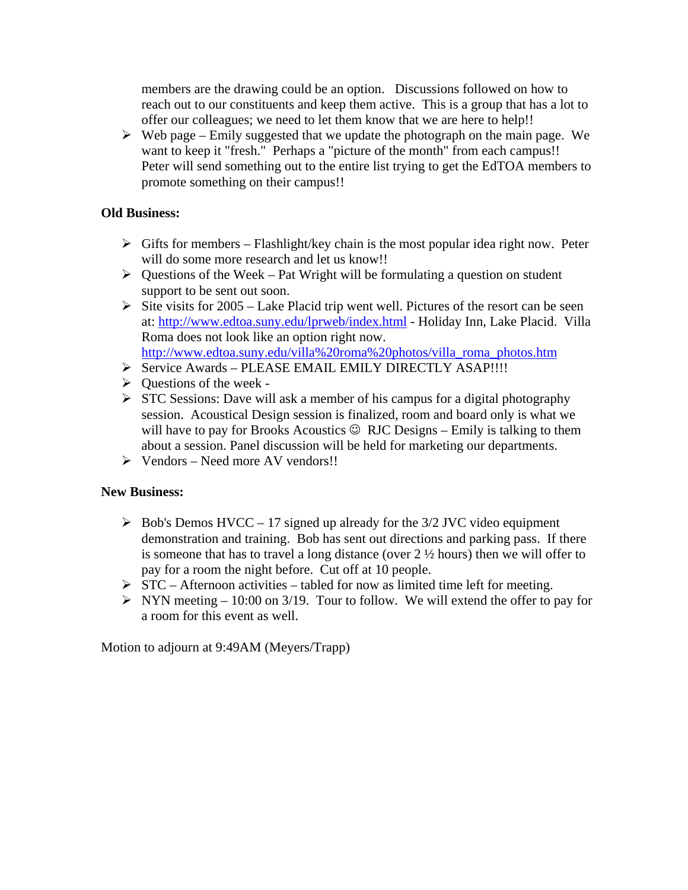members are the drawing could be an option. Discussions followed on how to reach out to our constituents and keep them active. This is a group that has a lot to offer our colleagues; we need to let them know that we are here to help!!

- Web page – Emily suggested that we update the photograph on the main page. We want to keep it "fresh." Perhaps a "picture of the month" from each campus!! Peter will send something out to the entire list trying to get the EdTOA members to promote something on their campus!!

**Old Business:**

- Gifts for members – Flashlight/key chain is the most popular idea right now. Peter will do some more research and let us know!!
- Questions of the Week – Pat Wright will be formulating a question on student support to be sent out soon.
- Site visits for 2005 – Lake Placid trip went well. Pictures of the resort can be seen at: http://www.edtoa.suny.edu/lprweb/index.html - Holiday Inn, Lake Placid. Villa Roma does not look like an option right now. http://www.edtoa.suny.edu/villa%20roma%20photos/villa_roma_photos.htm
- Service Awards – PLEASE EMAIL EMILY DIRECTLY ASAP!!!!
- Questions of the week -
- STC Sessions: Dave will ask a member of his campus for a digital photography session. Acoustical Design session is finalized, room and board only is what we will have to pay for Brooks Acoustics ☺ RJC Designs – Emily is talking to them about a session. Panel discussion will be held for marketing our departments.
- Vendors – Need more AV vendors!!

**New Business:**

- Bob's Demos HVCC – 17 signed up already for the 3/2 JVC video equipment demonstration and training. Bob has sent out directions and parking pass. If there is someone that has to travel a long distance (over 2 ½ hours) then we will offer to pay for a room the night before. Cut off at 10 people.
- STC – Afternoon activities – tabled for now as limited time left for meeting.
- NYN meeting – 10:00 on 3/19. Tour to follow. We will extend the offer to pay for a room for this event as well.

Motion to adjourn at 9:49AM (Meyers/Trapp)